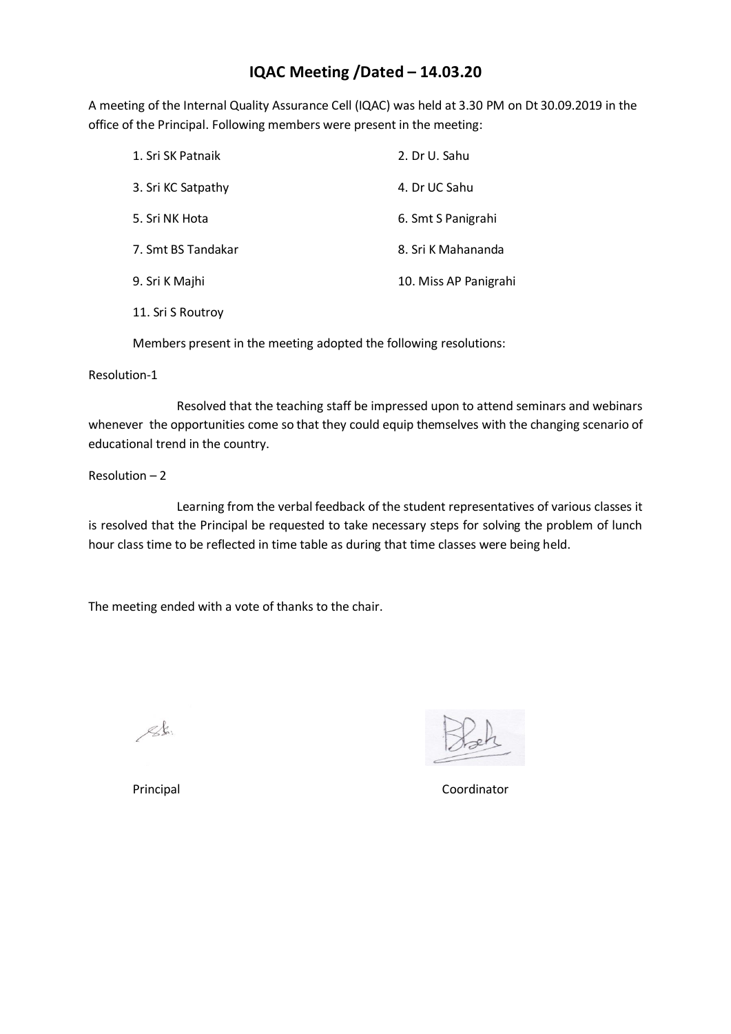# IQAC Meeting /Dated – 14.03.20

A meeting of the Internal Quality Assurance Cell (IQAC) was held at 3.30 PM on Dt 30.09.2019 in the office of the Principal. Following members were present in the meeting:

1. Sri SK Patnaik
2. Dr U. Sahu
3. Sri KC Satpathy
4. Dr UC Sahu
5. Sri NK Hota
6. Smt S Panigrahi
7. Smt BS Tandakar
8. Sri K Mahananda
9. Sri K Majhi
10. Miss AP Panigrahi
11. Sri S Routroy

Members present in the meeting adopted the following resolutions:

Resolution-1

Resolved that the teaching staff be impressed upon to attend seminars and webinars whenever the opportunities come so that they could equip themselves with the changing scenario of educational trend in the country.

Resolution – 2

Learning from the verbal feedback of the student representatives of various classes it is resolved that the Principal be requested to take necessary steps for solving the problem of lunch hour class time to be reflected in time table as during that time classes were being held.

The meeting ended with a vote of thanks to the chair.

Principal

Coordinator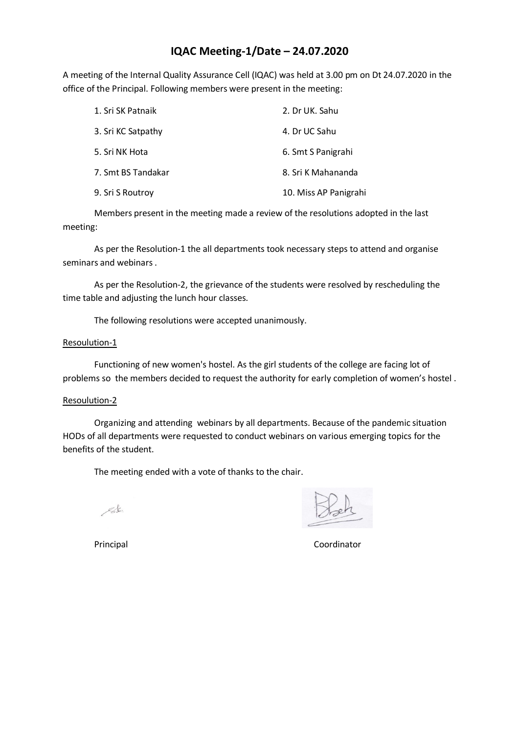# IQAC Meeting-1/Date – 24.07.2020

A meeting of the Internal Quality Assurance Cell (IQAC) was held at 3.00 pm on Dt 24.07.2020 in the office of the Principal. Following members were present in the meeting:

1. Sri SK Patnaik
2. Dr UK. Sahu
3. Sri KC Satpathy
4. Dr UC Sahu
5. Sri NK Hota
6. Smt S Panigrahi
7. Smt BS Tandakar
8. Sri K Mahananda
9. Sri S Routroy
10. Miss AP Panigrahi

Members present in the meeting made a review of the resolutions adopted in the last meeting:

As per the Resolution-1 the all departments took necessary steps to attend and organise seminars and webinars .

As per the Resolution-2, the grievance of the students were resolved by rescheduling the time table and adjusting the lunch hour classes.

The following resolutions were accepted unanimously.

<u>Resoulution-1</u>

Functioning of new women's hostel. As the girl students of the college are facing lot of problems so the members decided to request the authority for early completion of women's hostel .

<u>Resoulution-2</u>

Organizing and attending webinars by all departments. Because of the pandemic situation HODs of all departments were requested to conduct webinars on various emerging topics for the benefits of the student.

The meeting ended with a vote of thanks to the chair.

Principal

Coordinator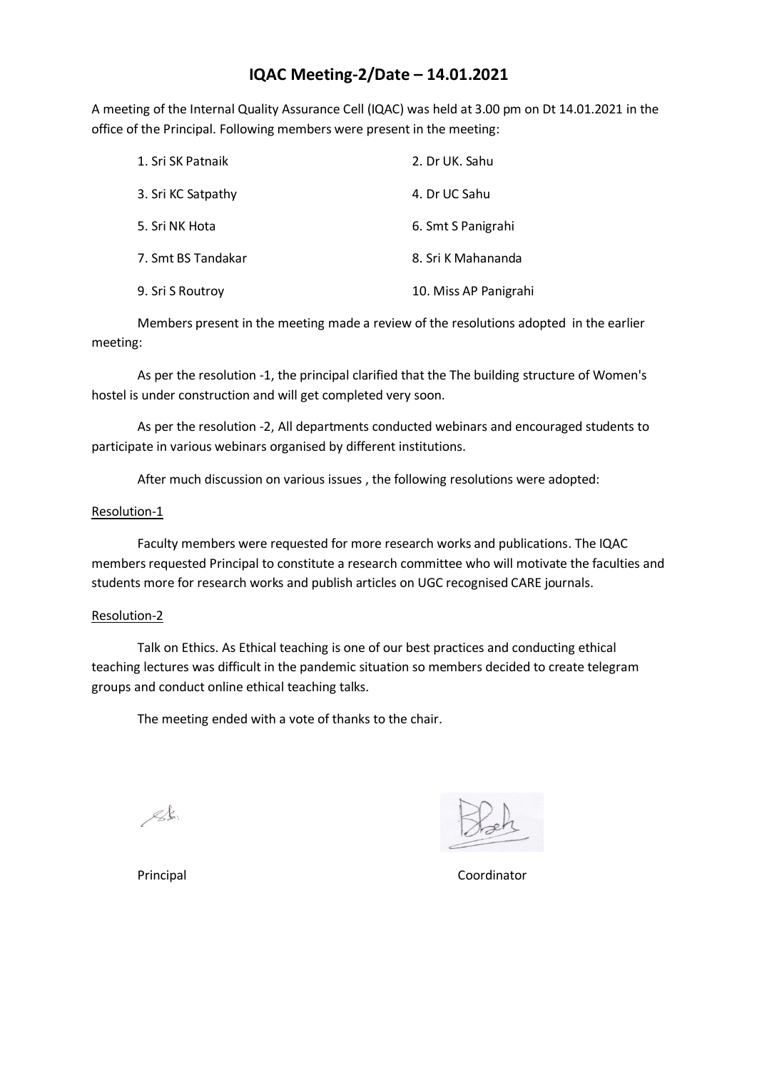# IQAC Meeting-2/Date – 14.01.2021

A meeting of the Internal Quality Assurance Cell (IQAC) was held at 3.00 pm on Dt 14.01.2021 in the office of the Principal. Following members were present in the meeting:

1. Sri SK Patnaik
2. Dr UK. Sahu
3. Sri KC Satpathy
4. Dr UC Sahu
5. Sri NK Hota
6. Smt S Panigrahi
7. Smt BS Tandakar
8. Sri K Mahananda
9. Sri S Routroy
10. Miss AP Panigrahi

Members present in the meeting made a review of the resolutions adopted in the earlier meeting:

As per the resolution -1, the principal clarified that the The building structure of Women's hostel is under construction and will get completed very soon.

As per the resolution -2, All departments conducted webinars and encouraged students to participate in various webinars organised by different institutions.

After much discussion on various issues , the following resolutions were adopted:

Resolution-1

Faculty members were requested for more research works and publications. The IQAC members requested Principal to constitute a research committee who will motivate the faculties and students more for research works and publish articles on UGC recognised CARE journals.

Resolution-2

Talk on Ethics. As Ethical teaching is one of our best practices and conducting ethical teaching lectures was difficult in the pandemic situation so members decided to create telegram groups and conduct online ethical teaching talks.

The meeting ended with a vote of thanks to the chair.

Principal

Coordinator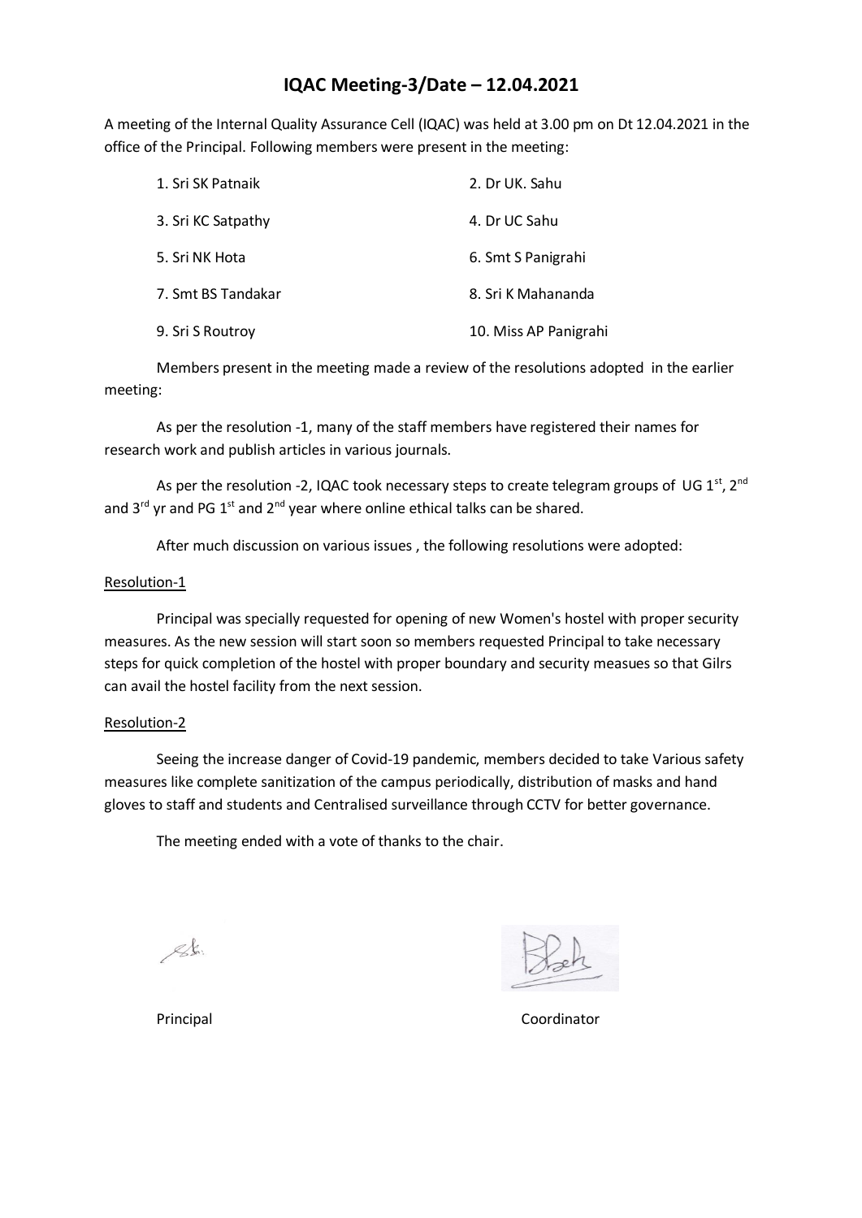# IQAC Meeting-3/Date – 12.04.2021

A meeting of the Internal Quality Assurance Cell (IQAC) was held at 3.00 pm on Dt 12.04.2021 in the office of the Principal. Following members were present in the meeting:

| | |
|---|---|
| 1. Sri SK Patnaik | 2. Dr UK. Sahu |
| 3. Sri KC Satpathy | 4. Dr UC Sahu |
| 5. Sri NK Hota | 6. Smt S Panigrahi |
| 7. Smt BS Tandakar | 8. Sri K Mahananda |
| 9. Sri S Routroy | 10. Miss AP Panigrahi |

Members present in the meeting made a review of the resolutions adopted in the earlier meeting:

As per the resolution -1, many of the staff members have registered their names for research work and publish articles in various journals.

As per the resolution -2, IQAC took necessary steps to create telegram groups of UG 1st, 2nd and 3rd yr and PG 1st and 2nd year where online ethical talks can be shared.

After much discussion on various issues , the following resolutions were adopted:

Resolution-1

Principal was specially requested for opening of new Women's hostel with proper security measures. As the new session will start soon so members requested Principal to take necessary steps for quick completion of the hostel with proper boundary and security measues so that Gilrs can avail the hostel facility from the next session.

Resolution-2

Seeing the increase danger of Covid-19 pandemic, members decided to take Various safety measures like complete sanitization of the campus periodically, distribution of masks and hand gloves to staff and students and Centralised surveillance through CCTV for better governance.

The meeting ended with a vote of thanks to the chair.

Principal

Coordinator